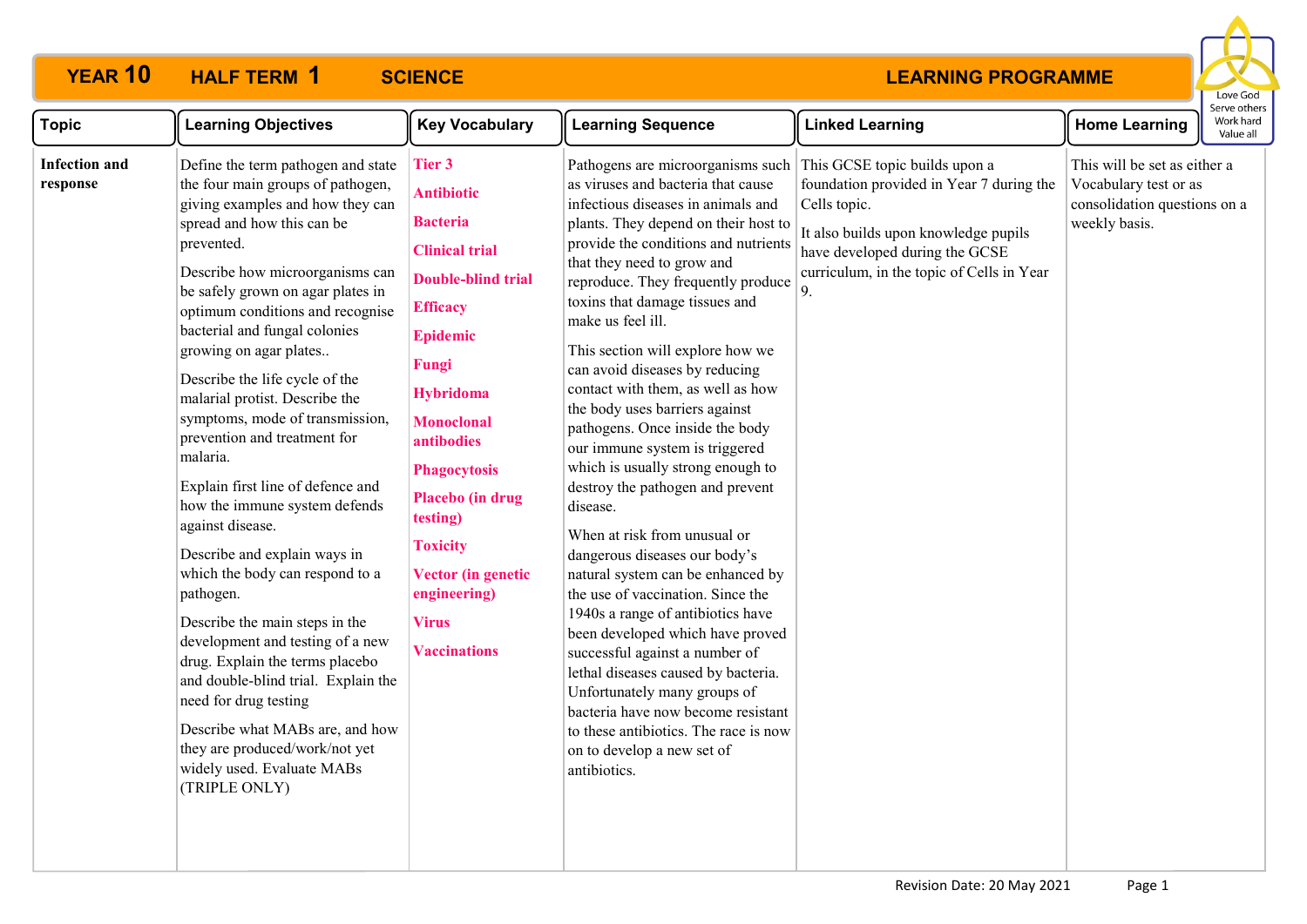# YEAR 10 HALF TERM 1 SCIENCE LEARNING PROGRAMME

Love God
Serve others
Work hard
Value all

| Topic | Learning Objectives | Key Vocabulary | Learning Sequence | Linked Learning | Home Learning |
|---|---|---|---|---|---|
| **Infection and response** | Define the term pathogen and state the four main groups of pathogen, giving examples and how they can spread and how this can be prevented.<br><br>Describe how microorganisms can be safely grown on agar plates in optimum conditions and recognise bacterial and fungal colonies growing on agar plates..<br><br>Describe the life cycle of the malarial protist. Describe the symptoms, mode of transmission, prevention and treatment for malaria.<br><br>Explain first line of defence and how the immune system defends against disease.<br><br>Describe and explain ways in which the body can respond to a pathogen.<br><br>Describe the main steps in the development and testing of a new drug. Explain the terms placebo and double-blind trial. Explain the need for drug testing<br><br>Describe what MABs are, and how they are produced/work/not yet widely used. Evaluate MABs (TRIPLE ONLY) | **Tier 3**<br><br>**Antibiotic**<br><br>**Bacteria**<br><br>**Clinical trial**<br><br>**Double-blind trial**<br><br>**Efficacy**<br><br>**Epidemic**<br><br>**Fungi**<br><br>**Hybridoma**<br><br>**Monoclonal antibodies**<br><br>**Phagocytosis**<br><br>**Placebo (in drug testing)**<br><br>**Toxicity**<br><br>**Vector (in genetic engineering)**<br><br>**Virus**<br><br>**Vaccinations** | Pathogens are microorganisms such as viruses and bacteria that cause infectious diseases in animals and plants. They depend on their host to provide the conditions and nutrients that they need to grow and reproduce. They frequently produce toxins that damage tissues and make us feel ill.<br><br>This section will explore how we can avoid diseases by reducing contact with them, as well as how the body uses barriers against pathogens. Once inside the body our immune system is triggered which is usually strong enough to destroy the pathogen and prevent disease.<br><br>When at risk from unusual or dangerous diseases our body's natural system can be enhanced by the use of vaccination. Since the 1940s a range of antibiotics have been developed which have proved successful against a number of lethal diseases caused by bacteria. Unfortunately many groups of bacteria have now become resistant to these antibiotics. The race is now on to develop a new set of antibiotics. | This GCSE topic builds upon a foundation provided in Year 7 during the Cells topic.<br><br>It also builds upon knowledge pupils have developed during the GCSE curriculum, in the topic of Cells in Year 9. | This will be set as either a Vocabulary test or as consolidation questions on a weekly basis. |

Revision Date: 20 May 2021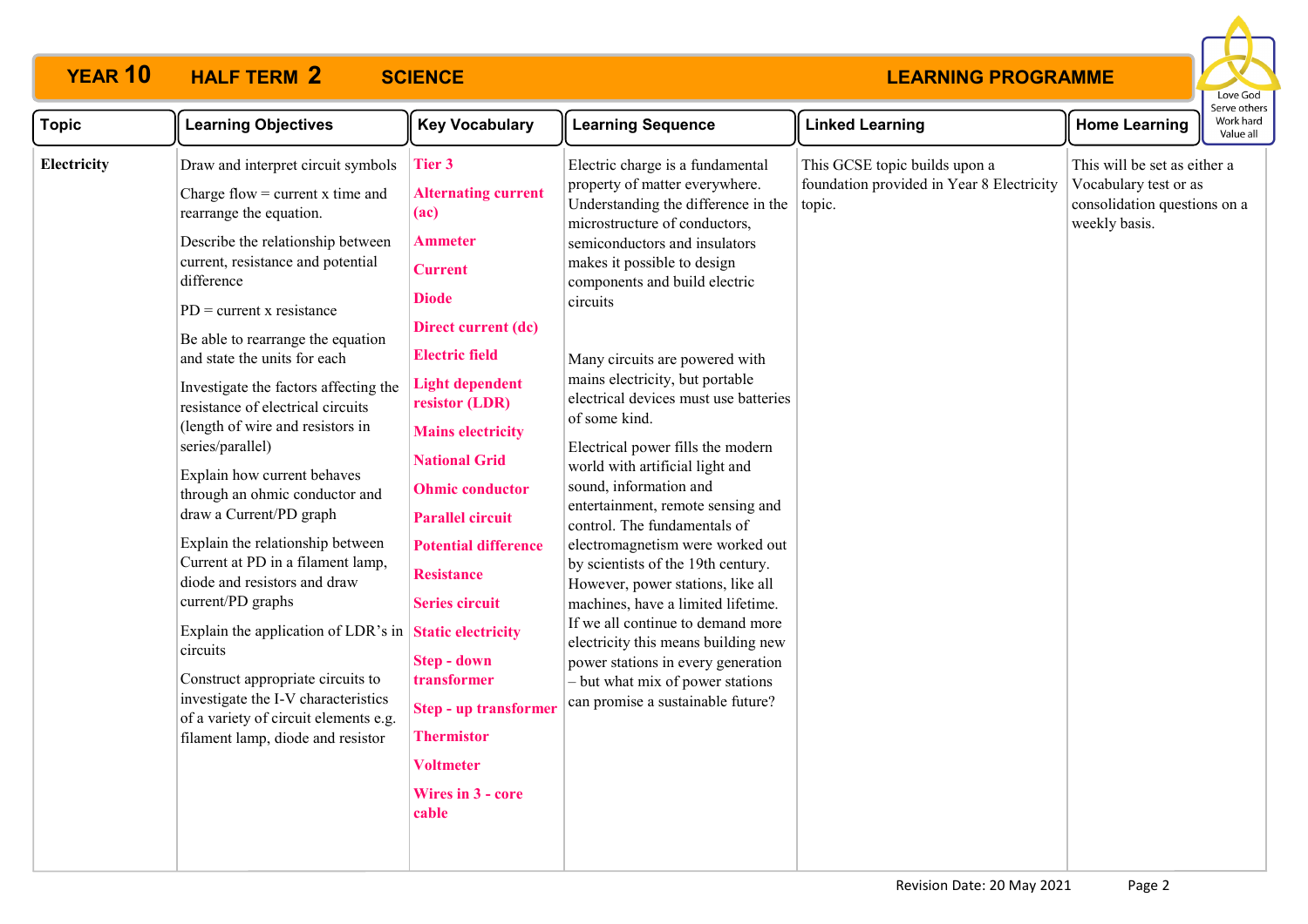# YEAR 10 HALF TERM 2 SCIENCE LEARNING PROGRAMME

Love God
Serve others
Work hard
Value all

| Topic | Learning Objectives | Key Vocabulary | Learning Sequence | Linked Learning | Home Learning |
|---|---|---|---|---|---|
| **Electricity** | Draw and interpret circuit symbols<br><br>Charge flow = current x time and rearrange the equation.<br><br>Describe the relationship between current, resistance and potential difference<br><br>PD = current x resistance<br><br>Be able to rearrange the equation and state the units for each<br><br>Investigate the factors affecting the resistance of electrical circuits (length of wire and resistors in series/parallel)<br><br>Explain how current behaves through an ohmic conductor and draw a Current/PD graph<br><br>Explain the relationship between Current at PD in a filament lamp, diode and resistors and draw current/PD graphs<br><br>Explain the application of LDR's in circuits<br><br>Construct appropriate circuits to investigate the I-V characteristics of a variety of circuit elements e.g. filament lamp, diode and resistor | **Tier 3**<br><br>**Alternating current (ac)**<br><br>**Ammeter**<br><br>**Current**<br><br>**Diode**<br><br>**Direct current (dc)**<br><br>**Electric field**<br><br>**Light dependent resistor (LDR)**<br><br>**Mains electricity**<br><br>**National Grid**<br><br>**Ohmic conductor**<br><br>**Parallel circuit**<br><br>**Potential difference**<br><br>**Resistance**<br><br>**Series circuit**<br><br>**Static electricity**<br><br>**Step - down transformer**<br><br>**Step - up transformer**<br><br>**Thermistor**<br><br>**Voltmeter**<br><br>**Wires in 3 - core cable** | Electric charge is a fundamental property of matter everywhere. Understanding the difference in the microstructure of conductors, semiconductors and insulators makes it possible to design components and build electric circuits<br><br>Many circuits are powered with mains electricity, but portable electrical devices must use batteries of some kind.<br><br>Electrical power fills the modern world with artificial light and sound, information and entertainment, remote sensing and control. The fundamentals of electromagnetism were worked out by scientists of the 19th century. However, power stations, like all machines, have a limited lifetime. If we all continue to demand more electricity this means building new power stations in every generation – but what mix of power stations can promise a sustainable future? | This GCSE topic builds upon a foundation provided in Year 8 Electricity topic. | This will be set as either a Vocabulary test or as consolidation questions on a weekly basis. |

Revision Date: 20 May 2021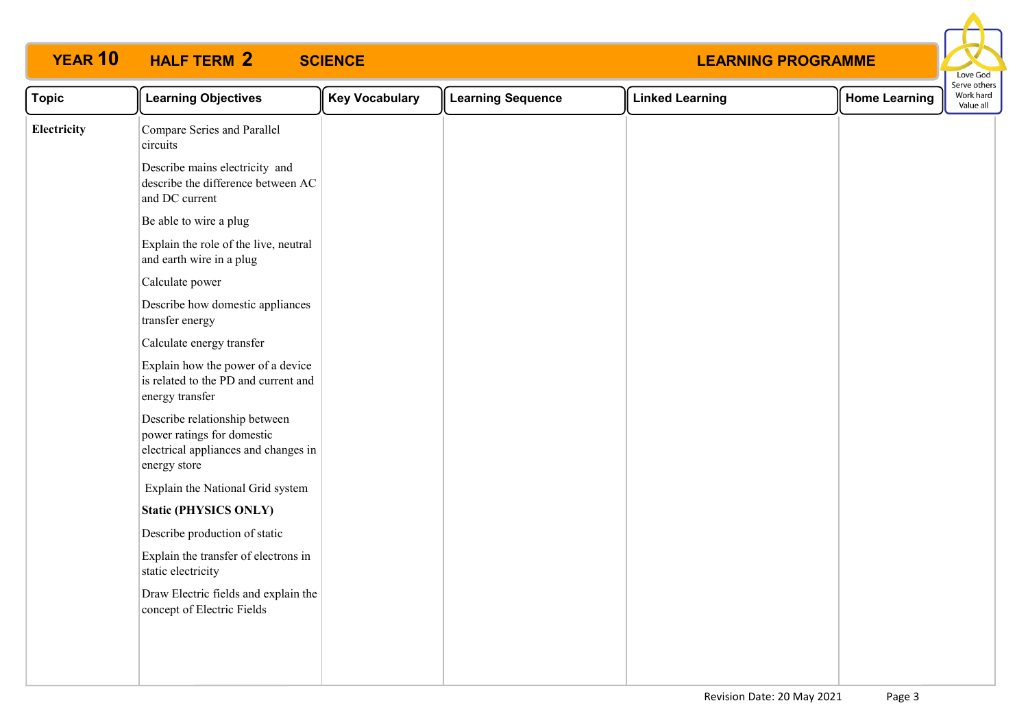# YEAR 10 HALF TERM 2 SCIENCE LEARNING PROGRAMME

Love God
Serve others
Work hard
Value all

| Topic | Learning Objectives | Key Vocabulary | Learning Sequence | Linked Learning | Home Learning |
|---|---|---|---|---|---|
| **Electricity** | Compare Series and Parallel circuits<br><br>Describe mains electricity and describe the difference between AC and DC current<br><br>Be able to wire a plug<br><br>Explain the role of the live, neutral and earth wire in a plug<br><br>Calculate power<br><br>Describe how domestic appliances transfer energy<br><br>Calculate energy transfer<br><br>Explain how the power of a device is related to the PD and current and energy transfer<br><br>Describe relationship between power ratings for domestic electrical appliances and changes in energy store<br><br>Explain the National Grid system<br><br>**Static (PHYSICS ONLY)**<br><br>Describe production of static<br><br>Explain the transfer of electrons in static electricity<br><br>Draw Electric fields and explain the concept of Electric Fields | | | | |

Revision Date: 20 May 2021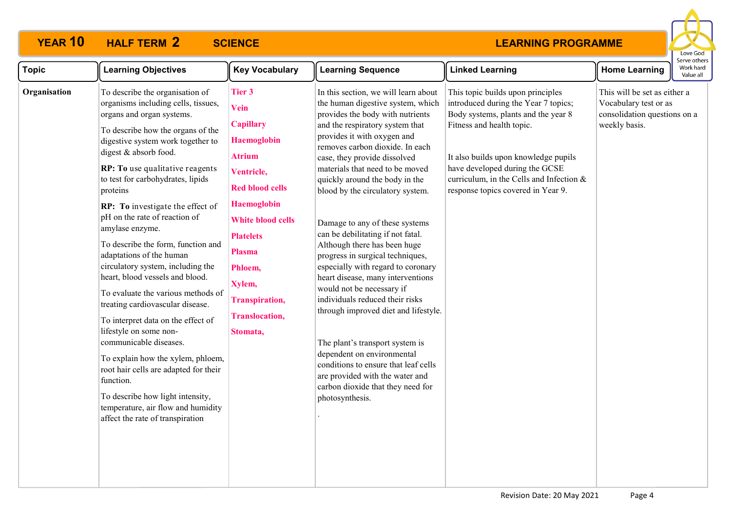# YEAR 10 HALF TERM 2 SCIENCE LEARNING PROGRAMME

Love God
Serve others
Work hard
Value all

| Topic | Learning Objectives | Key Vocabulary | Learning Sequence | Linked Learning | Home Learning |
|---|---|---|---|---|---|
| **Organisation** | To describe the organisation of organisms including cells, tissues, organs and organ systems.<br><br>To describe how the organs of the digestive system work together to digest & absorb food.<br><br>**RP: To** use qualitative reagents to test for carbohydrates, lipids proteins<br><br>**RP: To** investigate the effect of pH on the rate of reaction of amylase enzyme.<br><br>To describe the form, function and adaptations of the human circulatory system, including the heart, blood vessels and blood.<br><br>To evaluate the various methods of treating cardiovascular disease.<br><br>To interpret data on the effect of lifestyle on some non-communicable diseases.<br><br>To explain how the xylem, phloem, root hair cells are adapted for their function.<br><br>To describe how light intensity, temperature, air flow and humidity affect the rate of transpiration | **Tier 3**<br>**Vein**<br>**Capillary**<br>**Haemoglobin**<br>**Atrium**<br>**Ventricle,**<br>**Red blood cells**<br>**Haemoglobin**<br>**White blood cells**<br>**Platelets**<br>**Plasma**<br>**Phloem,**<br>**Xylem,**<br>**Transpiration,**<br>**Translocation,**<br>**Stomata,** | In this section, we will learn about the human digestive system, which provides the body with nutrients and the respiratory system that provides it with oxygen and removes carbon dioxide. In each case, they provide dissolved materials that need to be moved quickly around the body in the blood by the circulatory system.<br><br>Damage to any of these systems can be debilitating if not fatal. Although there has been huge progress in surgical techniques, especially with regard to coronary heart disease, many interventions would not be necessary if individuals reduced their risks through improved diet and lifestyle.<br><br>The plant's transport system is dependent on environmental conditions to ensure that leaf cells are provided with the water and carbon dioxide that they need for photosynthesis.<br><br>. | This topic builds upon principles introduced during the Year 7 topics; Body systems, plants and the year 8 Fitness and health topic.<br><br>It also builds upon knowledge pupils have developed during the GCSE curriculum, in the Cells and Infection & response topics covered in Year 9. | This will be set as either a Vocabulary test or as consolidation questions on a weekly basis. |

Revision Date: 20 May 2021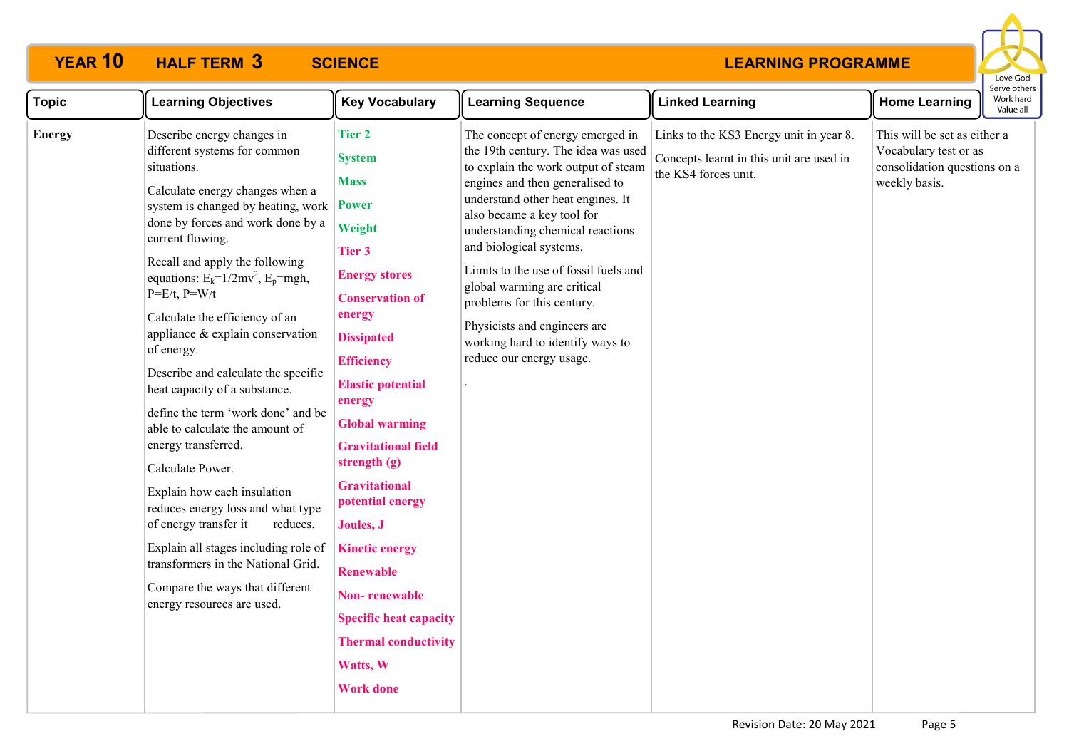# YEAR 10 HALF TERM 3 SCIENCE LEARNING PROGRAMME

Love God
Serve others
Work hard
Value all

| Topic | Learning Objectives | Key Vocabulary | Learning Sequence | Linked Learning | Home Learning |
|---|---|---|---|---|---|
| **Energy** | Describe energy changes in different systems for common situations.<br><br>Calculate energy changes when a system is changed by heating, work done by forces and work done by a current flowing.<br><br>Recall and apply the following equations: $E_k=1/2mv^2$, $E_p=mgh$, $P=E/t$, $P=W/t$<br><br>Calculate the efficiency of an appliance & explain conservation of energy.<br><br>Describe and calculate the specific heat capacity of a substance.<br><br>define the term 'work done' and be able to calculate the amount of energy transferred.<br><br>Calculate Power.<br><br>Explain how each insulation reduces energy loss and what type of energy transfer it reduces.<br><br>Explain all stages including role of transformers in the National Grid.<br><br>Compare the ways that different energy resources are used. | **Tier 2**<br>**System**<br>**Mass**<br>**Power**<br>**Weight**<br>**Tier 3**<br>**Energy stores**<br>**Conservation of energy**<br>**Dissipated**<br>**Efficiency**<br>**Elastic potential energy**<br>**Global warming**<br>**Gravitational field strength (g)**<br>**Gravitational potential energy**<br>**Joules, J**<br>**Kinetic energy**<br>**Renewable**<br>**Non- renewable**<br>**Specific heat capacity**<br>**Thermal conductivity**<br>**Watts, W**<br>**Work done** | The concept of energy emerged in the 19th century. The idea was used to explain the work output of steam engines and then generalised to understand other heat engines. It also became a key tool for understanding chemical reactions and biological systems.<br><br>Limits to the use of fossil fuels and global warming are critical problems for this century.<br><br>Physicists and engineers are working hard to identify ways to reduce our energy usage.<br><br>. | Links to the KS3 Energy unit in year 8.<br><br>Concepts learnt in this unit are used in the KS4 forces unit. | This will be set as either a Vocabulary test or as consolidation questions on a weekly basis. |

Revision Date: 20 May 2021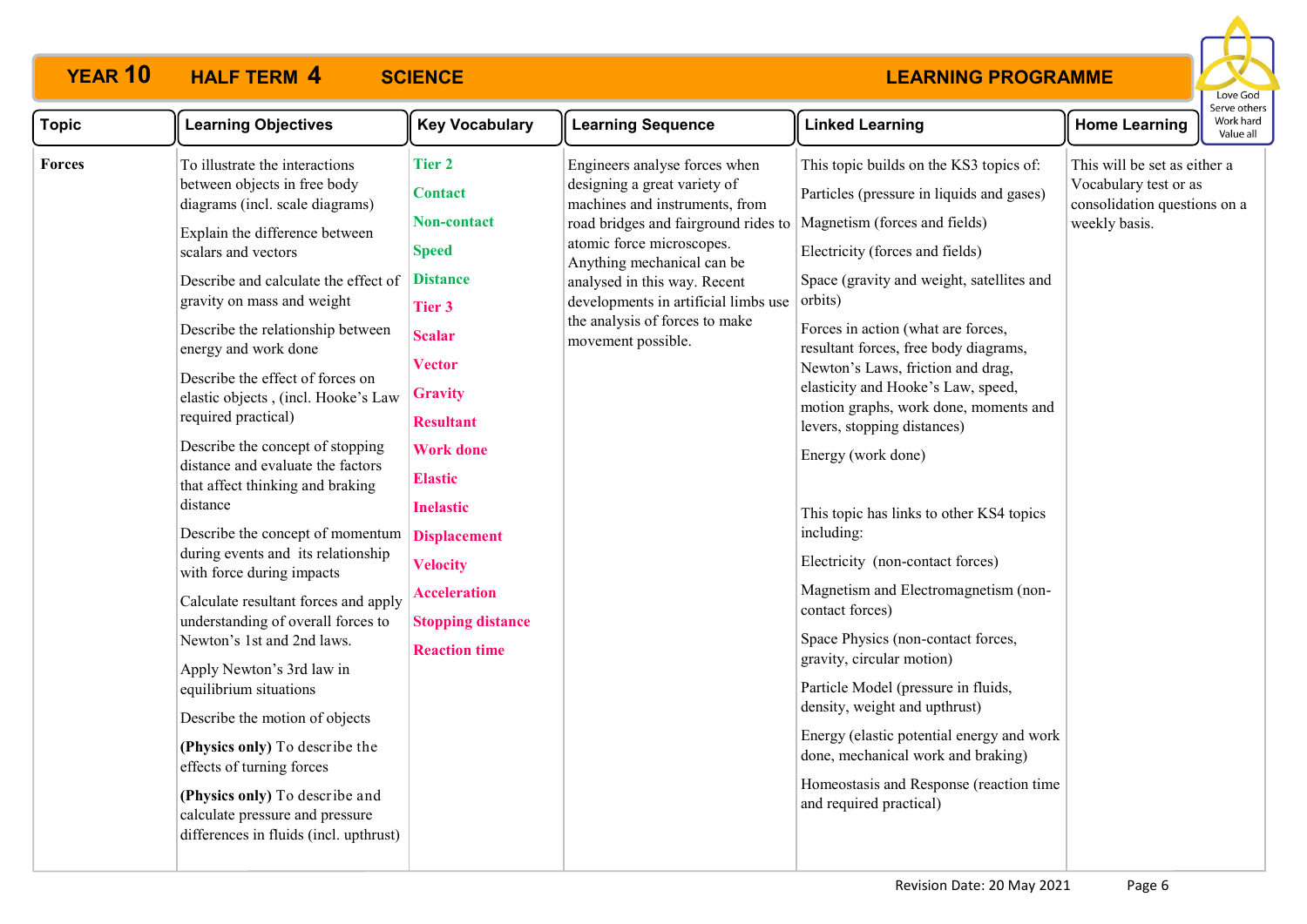# YEAR 10 HALF TERM 4 SCIENCE LEARNING PROGRAMME

| Topic | Learning Objectives | Key Vocabulary | Learning Sequence | Linked Learning | Home Learning |
|---|---|---|---|---|---|
| **Forces** | To illustrate the interactions between objects in free body diagrams (incl. scale diagrams)<br><br>Explain the difference between scalars and vectors<br><br>Describe and calculate the effect of gravity on mass and weight<br><br>Describe the relationship between energy and work done<br><br>Describe the effect of forces on elastic objects , (incl. Hooke's Law required practical)<br><br>Describe the concept of stopping distance and evaluate the factors that affect thinking and braking distance<br><br>Describe the concept of momentum during events and its relationship with force during impacts<br><br>Calculate resultant forces and apply understanding of overall forces to Newton's 1st and 2nd laws.<br><br>Apply Newton's 3rd law in equilibrium situations<br><br>Describe the motion of objects<br><br>**(Physics only)** To describe the effects of turning forces<br><br>**(Physics only)** To describe and calculate pressure and pressure differences in fluids (incl. upthrust) | **Tier 2**<br>**Contact**<br>**Non-contact**<br>**Speed**<br>**Distance**<br>**Tier 3**<br>**Scalar**<br>**Vector**<br>**Gravity**<br>**Resultant**<br>**Work done**<br>**Elastic**<br>**Inelastic**<br>**Displacement**<br>**Velocity**<br>**Acceleration**<br>**Stopping distance**<br>**Reaction time** | Engineers analyse forces when designing a great variety of machines and instruments, from road bridges and fairground rides to atomic force microscopes. Anything mechanical can be analysed in this way. Recent developments in artificial limbs use the analysis of forces to make movement possible. | This topic builds on the KS3 topics of:<br><br>Particles (pressure in liquids and gases)<br><br>Magnetism (forces and fields)<br><br>Electricity (forces and fields)<br><br>Space (gravity and weight, satellites and orbits)<br><br>Forces in action (what are forces, resultant forces, free body diagrams, Newton's Laws, friction and drag, elasticity and Hooke's Law, speed, motion graphs, work done, moments and levers, stopping distances)<br><br>Energy (work done)<br><br>This topic has links to other KS4 topics including:<br><br>Electricity (non-contact forces)<br><br>Magnetism and Electromagnetism (non-contact forces)<br><br>Space Physics (non-contact forces, gravity, circular motion)<br><br>Particle Model (pressure in fluids, density, weight and upthrust)<br><br>Energy (elastic potential energy and work done, mechanical work and braking)<br><br>Homeostasis and Response (reaction time and required practical) | This will be set as either a Vocabulary test or as consolidation questions on a weekly basis. |

Revision Date: 20 May 2021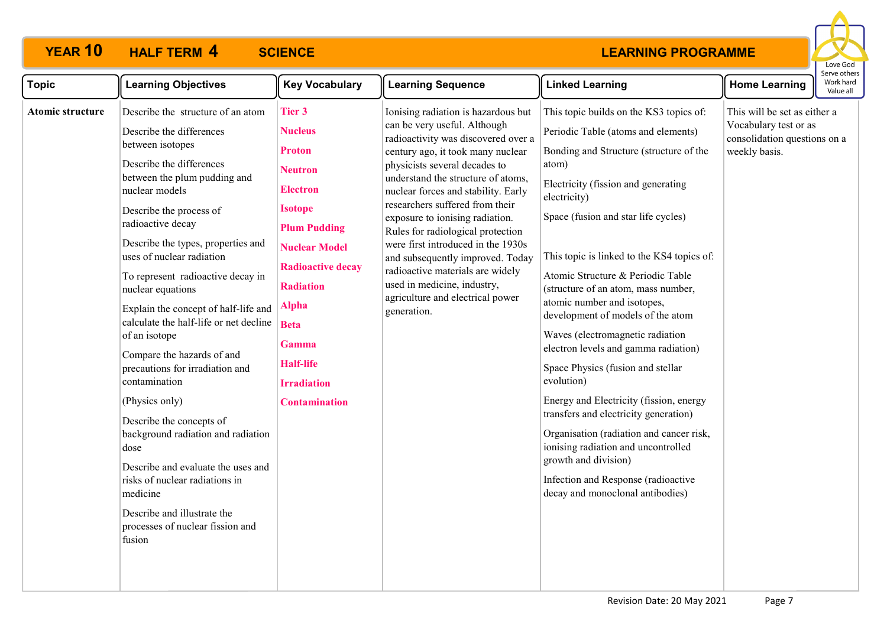# YEAR 10 HALF TERM 4 SCIENCE LEARNING PROGRAMME

Love God
Serve others
Work hard
Value all

| Topic | Learning Objectives | Key Vocabulary | Learning Sequence | Linked Learning | Home Learning |
|---|---|---|---|---|---|
| **Atomic structure** | Describe the structure of an atom<br><br>Describe the differences between isotopes<br><br>Describe the differences between the plum pudding and nuclear models<br><br>Describe the process of radioactive decay<br><br>Describe the types, properties and uses of nuclear radiation<br><br>To represent radioactive decay in nuclear equations<br><br>Explain the concept of half-life and calculate the half-life or net decline of an isotope<br><br>Compare the hazards of and precautions for irradiation and contamination<br><br>(Physics only)<br><br>Describe the concepts of background radiation and radiation dose<br><br>Describe and evaluate the uses and risks of nuclear radiations in medicine<br><br>Describe and illustrate the processes of nuclear fission and fusion | **Tier 3**<br><br>**Nucleus**<br><br>**Proton**<br><br>**Neutron**<br><br>**Electron**<br><br>**Isotope**<br><br>**Plum Pudding**<br><br>**Nuclear Model**<br><br>**Radioactive decay**<br><br>**Radiation**<br><br>**Alpha**<br><br>**Beta**<br><br>**Gamma**<br><br>**Half-life**<br><br>**Irradiation**<br><br>**Contamination** | Ionising radiation is hazardous but can be very useful. Although radioactivity was discovered over a century ago, it took many nuclear physicists several decades to understand the structure of atoms, nuclear forces and stability. Early researchers suffered from their exposure to ionising radiation. Rules for radiological protection were first introduced in the 1930s and subsequently improved. Today radioactive materials are widely used in medicine, industry, agriculture and electrical power generation. | This topic builds on the KS3 topics of:<br><br>Periodic Table (atoms and elements)<br><br>Bonding and Structure (structure of the atom)<br><br>Electricity (fission and generating electricity)<br><br>Space (fusion and star life cycles)<br><br>This topic is linked to the KS4 topics of:<br><br>Atomic Structure & Periodic Table (structure of an atom, mass number, atomic number and isotopes, development of models of the atom<br><br>Waves (electromagnetic radiation electron levels and gamma radiation)<br><br>Space Physics (fusion and stellar evolution)<br><br>Energy and Electricity (fission, energy transfers and electricity generation)<br><br>Organisation (radiation and cancer risk, ionising radiation and uncontrolled growth and division)<br><br>Infection and Response (radioactive decay and monoclonal antibodies) | This will be set as either a Vocabulary test or as consolidation questions on a weekly basis. |

Revision Date: 20 May 2021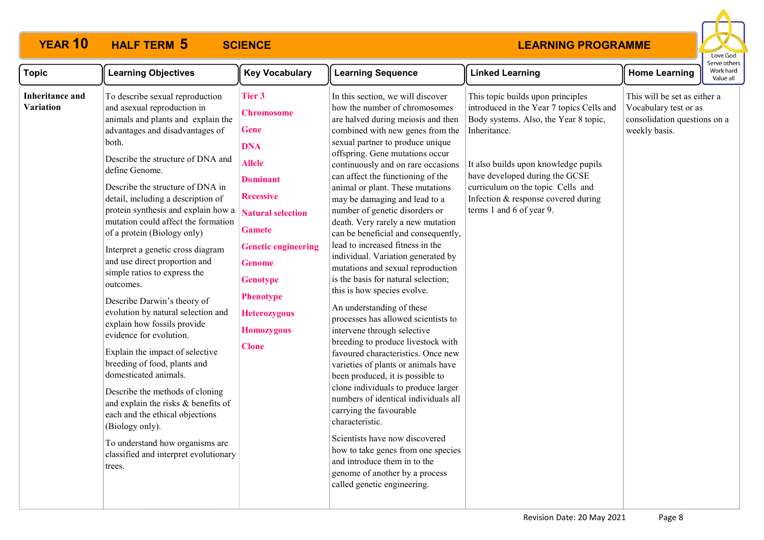# YEAR 10 HALF TERM 5 SCIENCE LEARNING PROGRAMME

Love God
Serve others
Work hard
Value all

| Topic | Learning Objectives | Key Vocabulary | Learning Sequence | Linked Learning | Home Learning |
|---|---|---|---|---|---|
| **Inheritance and Variation** | To describe sexual reproduction and asexual reproduction in animals and plants and explain the advantages and disadvantages of both.<br><br>Describe the structure of DNA and define Genome.<br><br>Describe the structure of DNA in detail, including a description of protein synthesis and explain how a mutation could affect the formation of a protein (Biology only)<br><br>Interpret a genetic cross diagram and use direct proportion and simple ratios to express the outcomes.<br><br>Describe Darwin's theory of evolution by natural selection and explain how fossils provide evidence for evolution.<br><br>Explain the impact of selective breeding of food, plants and domesticated animals.<br><br>Describe the methods of cloning and explain the risks & benefits of each and the ethical objections (Biology only).<br><br>To understand how organisms are classified and interpret evolutionary trees. | **Tier 3**<br>**Chromosome**<br>**Gene**<br>**DNA**<br>**Allele**<br>**Dominant**<br>**Recessive**<br>**Natural selection**<br>**Gamete**<br>**Genetic engineering**<br>**Genome**<br>**Genotype**<br>**Phenotype**<br>**Heterozygous**<br>**Homozygous**<br>**Clone** | In this section, we will discover how the number of chromosomes are halved during meiosis and then combined with new genes from the sexual partner to produce unique offspring. Gene mutations occur continuously and on rare occasions can affect the functioning of the animal or plant. These mutations may be damaging and lead to a number of genetic disorders or death. Very rarely a new mutation can be beneficial and consequently, lead to increased fitness in the individual. Variation generated by mutations and sexual reproduction is the basis for natural selection; this is how species evolve.<br><br>An understanding of these processes has allowed scientists to intervene through selective breeding to produce livestock with favoured characteristics. Once new varieties of plants or animals have been produced, it is possible to clone individuals to produce larger numbers of identical individuals all carrying the favourable characteristic.<br><br>Scientists have now discovered how to take genes from one species and introduce them in to the genome of another by a process called genetic engineering. | This topic builds upon principles introduced in the Year 7 topics Cells and Body systems. Also, the Year 8 topic, Inheritance.<br><br>It also builds upon knowledge pupils have developed during the GCSE curriculum on the topic Cells and Infection & response covered during terms 1 and 6 of year 9. | This will be set as either a Vocabulary test or as consolidation questions on a weekly basis. |

Revision Date: 20 May 2021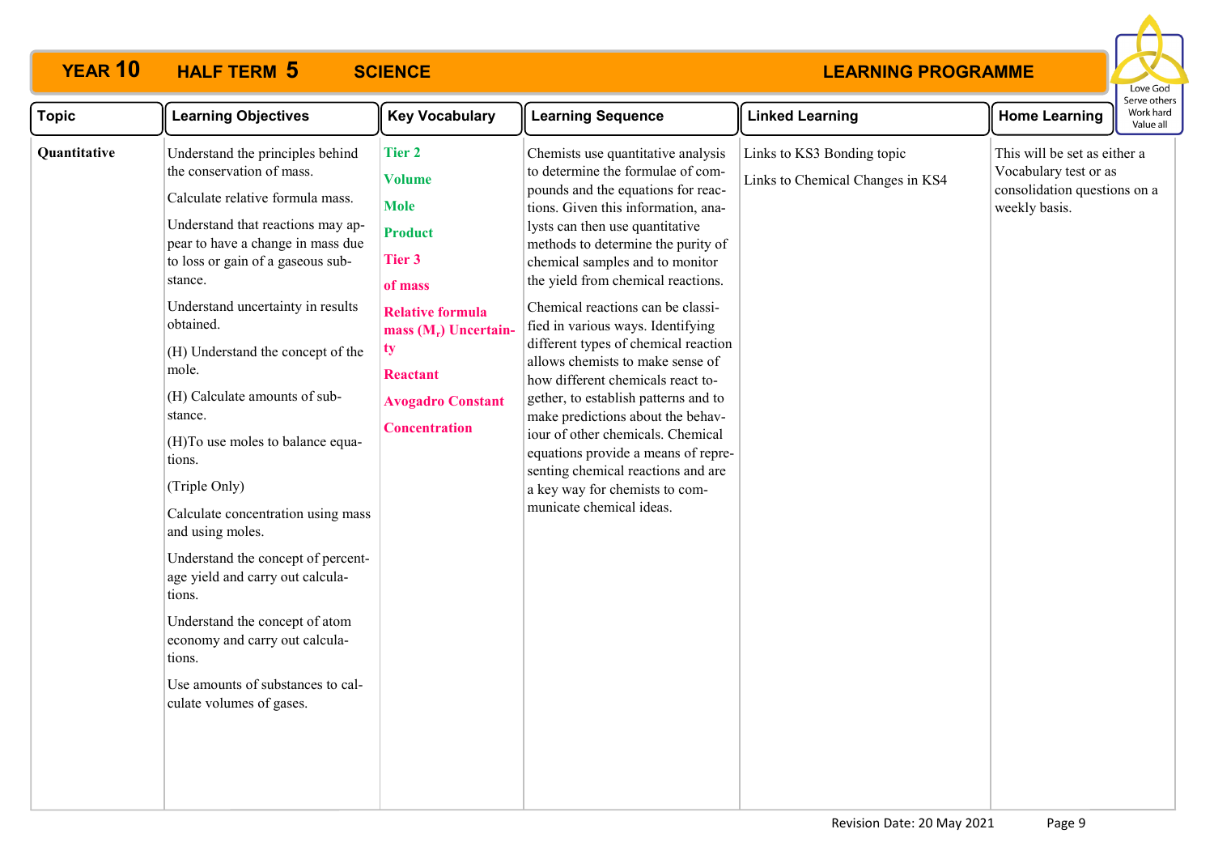# YEAR 10 HALF TERM 5 SCIENCE LEARNING PROGRAMME

Love God
Serve others
Work hard
Value all

| Topic | Learning Objectives | Key Vocabulary | Learning Sequence | Linked Learning | Home Learning |
|---|---|---|---|---|---|
| **Quantitative** | Understand the principles behind the conservation of mass.<br><br>Calculate relative formula mass.<br><br>Understand that reactions may appear to have a change in mass due to loss or gain of a gaseous substance.<br><br>Understand uncertainty in results obtained.<br><br>(H) Understand the concept of the mole.<br><br>(H) Calculate amounts of substance.<br><br>(H)To use moles to balance equations.<br><br>(Triple Only)<br><br>Calculate concentration using mass and using moles.<br><br>Understand the concept of percentage yield and carry out calculations.<br><br>Understand the concept of atom economy and carry out calculations.<br><br>Use amounts of substances to calculate volumes of gases. | **Tier 2**<br><br>**Volume**<br><br>**Mole**<br><br>**Product**<br><br>**Tier 3**<br><br>**of mass**<br><br>**Relative formula mass ($M_r$) Uncertainty**<br><br>**Reactant**<br><br>**Avogadro Constant**<br><br>**Concentration** | Chemists use quantitative analysis to determine the formulae of compounds and the equations for reactions. Given this information, analysts can then use quantitative methods to determine the purity of chemical samples and to monitor the yield from chemical reactions.<br><br>Chemical reactions can be classified in various ways. Identifying different types of chemical reaction allows chemists to make sense of how different chemicals react together, to establish patterns and to make predictions about the behaviour of other chemicals. Chemical equations provide a means of representing chemical reactions and are a key way for chemists to communicate chemical ideas. | Links to KS3 Bonding topic<br><br>Links to Chemical Changes in KS4 | This will be set as either a Vocabulary test or as consolidation questions on a weekly basis. |

Revision Date: 20 May 2021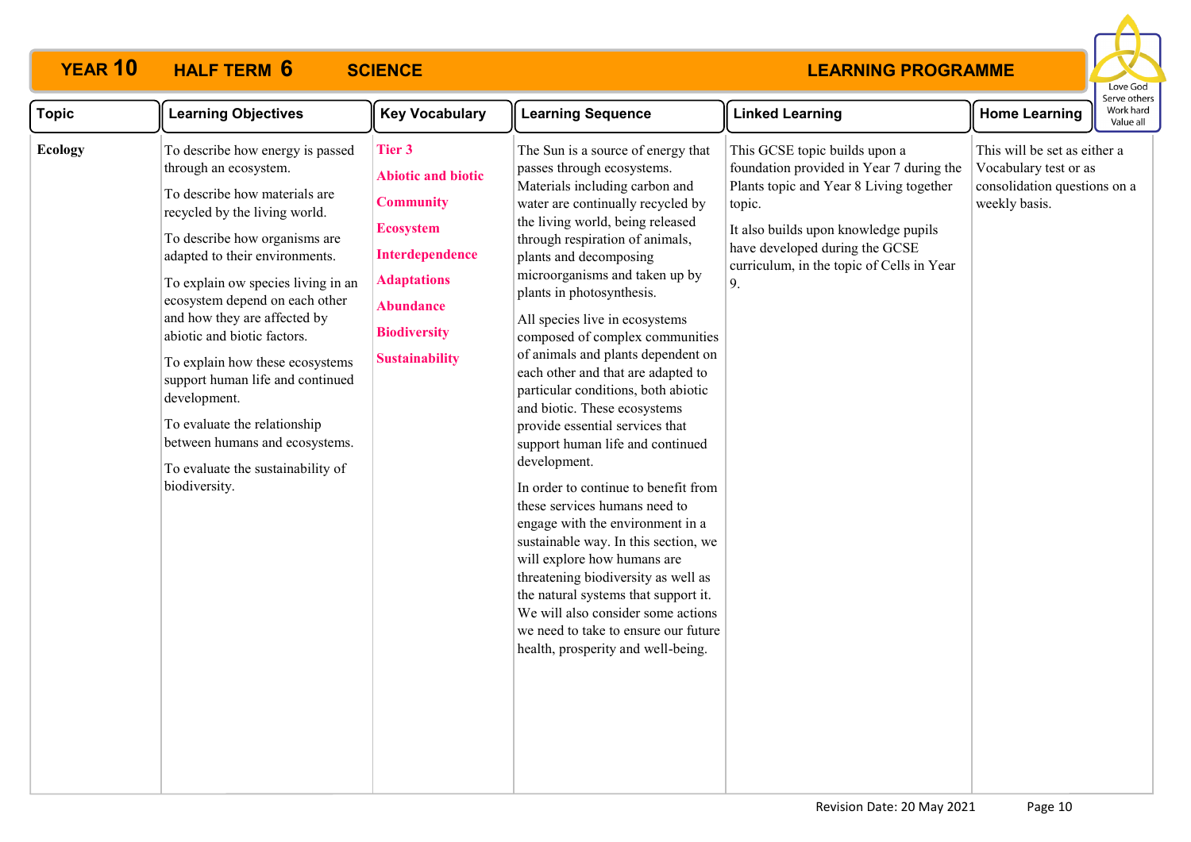**YEAR 10 HALF TERM 6 SCIENCE LEARNING PROGRAMME**

Love God
Serve others
Work hard
Value all

| Topic | Learning Objectives | Key Vocabulary | Learning Sequence | Linked Learning | Home Learning |
|---|---|---|---|---|---|
| **Ecology** | To describe how energy is passed through an ecosystem.<br><br>To describe how materials are recycled by the living world.<br><br>To describe how organisms are adapted to their environments.<br><br>To explain ow species living in an ecosystem depend on each other and how they are affected by abiotic and biotic factors.<br><br>To explain how these ecosystems support human life and continued development.<br><br>To evaluate the relationship between humans and ecosystems.<br><br>To evaluate the sustainability of biodiversity. | **Tier 3**<br><br>**Abiotic and biotic**<br><br>**Community**<br><br>**Ecosystem**<br><br>**Interdependence**<br><br>**Adaptations**<br><br>**Abundance**<br><br>**Biodiversity**<br><br>**Sustainability** | The Sun is a source of energy that passes through ecosystems. Materials including carbon and water are continually recycled by the living world, being released through respiration of animals, plants and decomposing microorganisms and taken up by plants in photosynthesis.<br><br>All species live in ecosystems composed of complex communities of animals and plants dependent on each other and that are adapted to particular conditions, both abiotic and biotic. These ecosystems provide essential services that support human life and continued development.<br><br>In order to continue to benefit from these services humans need to engage with the environment in a sustainable way. In this section, we will explore how humans are threatening biodiversity as well as the natural systems that support it. We will also consider some actions we need to take to ensure our future health, prosperity and well-being. | This GCSE topic builds upon a foundation provided in Year 7 during the Plants topic and Year 8 Living together topic.<br><br>It also builds upon knowledge pupils have developed during the GCSE curriculum, in the topic of Cells in Year 9. | This will be set as either a Vocabulary test or as consolidation questions on a weekly basis. |

Revision Date: 20 May 2021